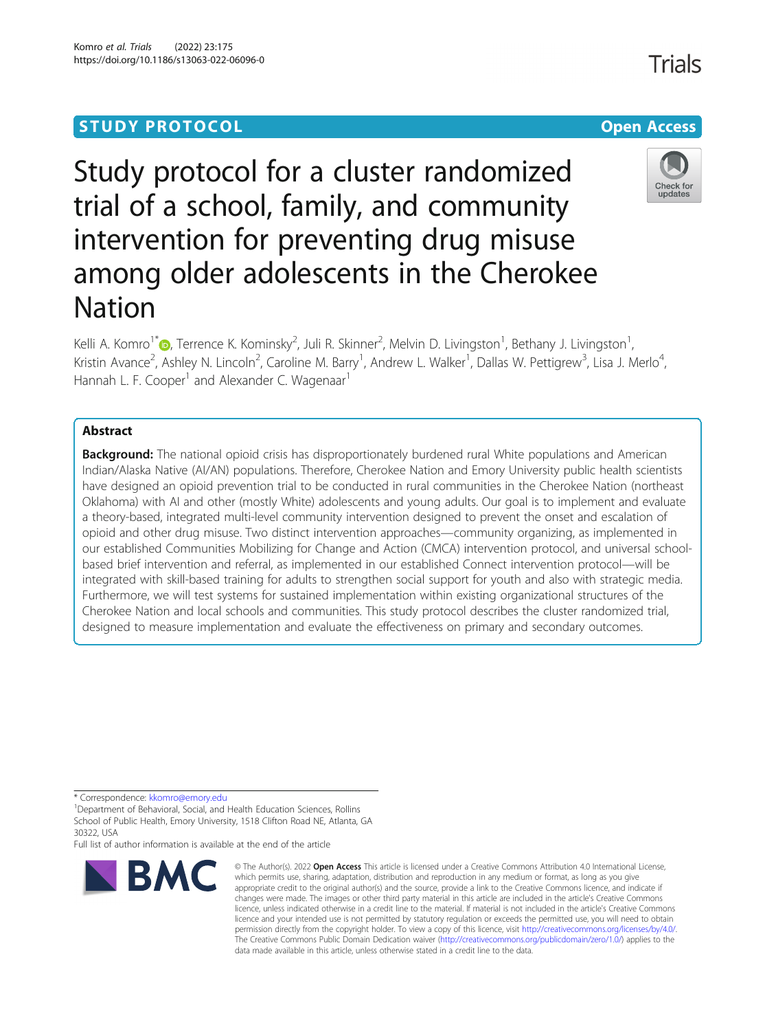STUDY PROTOCOL

Open Access

# Study protocol for a cluster randomized trial of a school, family, and community intervention for preventing drug misuse among older adolescents in the Cherokee Nation

Kelli A. Komro[1*], Terrence K. Kominsky[2], Juli R. Skinner[2], Melvin D. Livingston[1], Bethany J. Livingston[1], Kristin Avance[2], Ashley N. Lincoln[2], Caroline M. Barry[1], Andrew L. Walker[1], Dallas W. Pettigrew[3], Lisa J. Merlo[4], Hannah L. F. Cooper[1] and Alexander C. Wagenaar[1]

## Abstract

**Background:** The national opioid crisis has disproportionately burdened rural White populations and American Indian/Alaska Native (AI/AN) populations. Therefore, Cherokee Nation and Emory University public health scientists have designed an opioid prevention trial to be conducted in rural communities in the Cherokee Nation (northeast Oklahoma) with AI and other (mostly White) adolescents and young adults. Our goal is to implement and evaluate a theory-based, integrated multi-level community intervention designed to prevent the onset and escalation of opioid and other drug misuse. Two distinct intervention approaches—community organizing, as implemented in our established Communities Mobilizing for Change and Action (CMCA) intervention protocol, and universal school-based brief intervention and referral, as implemented in our established Connect intervention protocol—will be integrated with skill-based training for adults to strengthen social support for youth and also with strategic media. Furthermore, we will test systems for sustained implementation within existing organizational structures of the Cherokee Nation and local schools and communities. This study protocol describes the cluster randomized trial, designed to measure implementation and evaluate the effectiveness on primary and secondary outcomes.

* Correspondence: kkomro@emory.edu
[1]Department of Behavioral, Social, and Health Education Sciences, Rollins School of Public Health, Emory University, 1518 Clifton Road NE, Atlanta, GA 30322, USA
Full list of author information is available at the end of the article

© The Author(s). 2022 **Open Access** This article is licensed under a Creative Commons Attribution 4.0 International License, which permits use, sharing, adaptation, distribution and reproduction in any medium or format, as long as you give appropriate credit to the original author(s) and the source, provide a link to the Creative Commons licence, and indicate if changes were made. The images or other third party material in this article are included in the article's Creative Commons licence, unless indicated otherwise in a credit line to the material. If material is not included in the article's Creative Commons licence and your intended use is not permitted by statutory regulation or exceeds the permitted use, you will need to obtain permission directly from the copyright holder. To view a copy of this licence, visit http://creativecommons.org/licenses/by/4.0/. The Creative Commons Public Domain Dedication waiver (http://creativecommons.org/publicdomain/zero/1.0/) applies to the data made available in this article, unless otherwise stated in a credit line to the data.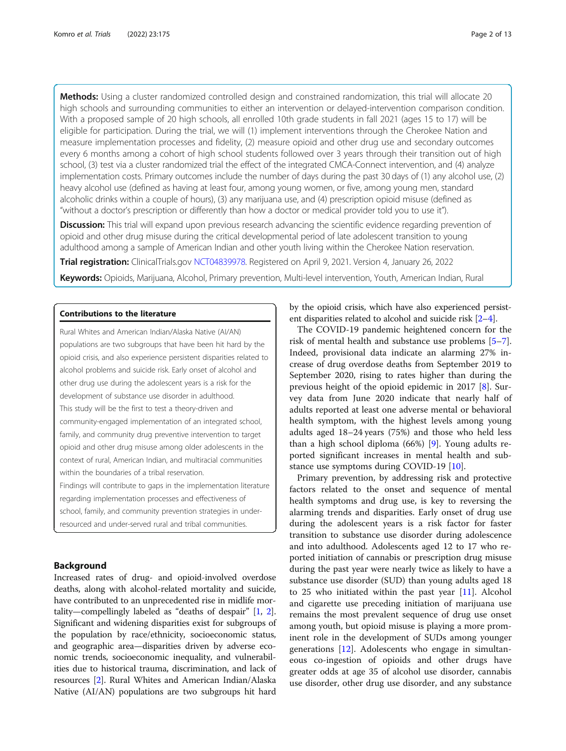**Methods:** Using a cluster randomized controlled design and constrained randomization, this trial will allocate 20 high schools and surrounding communities to either an intervention or delayed-intervention comparison condition. With a proposed sample of 20 high schools, all enrolled 10th grade students in fall 2021 (ages 15 to 17) will be eligible for participation. During the trial, we will (1) implement interventions through the Cherokee Nation and measure implementation processes and fidelity, (2) measure opioid and other drug use and secondary outcomes every 6 months among a cohort of high school students followed over 3 years through their transition out of high school, (3) test via a cluster randomized trial the effect of the integrated CMCA-Connect intervention, and (4) analyze implementation costs. Primary outcomes include the number of days during the past 30 days of (1) any alcohol use, (2) heavy alcohol use (defined as having at least four, among young women, or five, among young men, standard alcoholic drinks within a couple of hours), (3) any marijuana use, and (4) prescription opioid misuse (defined as "without a doctor's prescription or differently than how a doctor or medical provider told you to use it").

**Discussion:** This trial will expand upon previous research advancing the scientific evidence regarding prevention of opioid and other drug misuse during the critical developmental period of late adolescent transition to young adulthood among a sample of American Indian and other youth living within the Cherokee Nation reservation.

**Trial registration:** ClinicalTrials.gov NCT04839978. Registered on April 9, 2021. Version 4, January 26, 2022

**Keywords:** Opioids, Marijuana, Alcohol, Primary prevention, Multi-level intervention, Youth, American Indian, Rural

**Contributions to the literature**

Rural Whites and American Indian/Alaska Native (AI/AN) populations are two subgroups that have been hit hard by the opioid crisis, and also experience persistent disparities related to alcohol problems and suicide risk. Early onset of alcohol and other drug use during the adolescent years is a risk for the development of substance use disorder in adulthood.

This study will be the first to test a theory-driven and community-engaged implementation of an integrated school, family, and community drug preventive intervention to target opioid and other drug misuse among older adolescents in the context of rural, American Indian, and multiracial communities within the boundaries of a tribal reservation.

Findings will contribute to gaps in the implementation literature regarding implementation processes and effectiveness of school, family, and community prevention strategies in under-resourced and under-served rural and tribal communities.

## Background

Increased rates of drug- and opioid-involved overdose deaths, along with alcohol-related mortality and suicide, have contributed to an unprecedented rise in midlife mortality—compellingly labeled as "deaths of despair" [1, 2]. Significant and widening disparities exist for subgroups of the population by race/ethnicity, socioeconomic status, and geographic area—disparities driven by adverse economic trends, socioeconomic inequality, and vulnerabilities due to historical trauma, discrimination, and lack of resources [2]. Rural Whites and American Indian/Alaska Native (AI/AN) populations are two subgroups hit hard by the opioid crisis, which have also experienced persistent disparities related to alcohol and suicide risk [2–4].

The COVID-19 pandemic heightened concern for the risk of mental health and substance use problems [5–7]. Indeed, provisional data indicate an alarming 27% increase of drug overdose deaths from September 2019 to September 2020, rising to rates higher than during the previous height of the opioid epidemic in 2017 [8]. Survey data from June 2020 indicate that nearly half of adults reported at least one adverse mental or behavioral health symptom, with the highest levels among young adults aged 18–24 years (75%) and those who held less than a high school diploma (66%) [9]. Young adults reported significant increases in mental health and substance use symptoms during COVID-19 [10].

Primary prevention, by addressing risk and protective factors related to the onset and sequence of mental health symptoms and drug use, is key to reversing the alarming trends and disparities. Early onset of drug use during the adolescent years is a risk factor for faster transition to substance use disorder during adolescence and into adulthood. Adolescents aged 12 to 17 who reported initiation of cannabis or prescription drug misuse during the past year were nearly twice as likely to have a substance use disorder (SUD) than young adults aged 18 to 25 who initiated within the past year [11]. Alcohol and cigarette use preceding initiation of marijuana use remains the most prevalent sequence of drug use onset among youth, but opioid misuse is playing a more prominent role in the development of SUDs among younger generations [12]. Adolescents who engage in simultaneous co-ingestion of opioids and other drugs have greater odds at age 35 of alcohol use disorder, cannabis use disorder, other drug use disorder, and any substance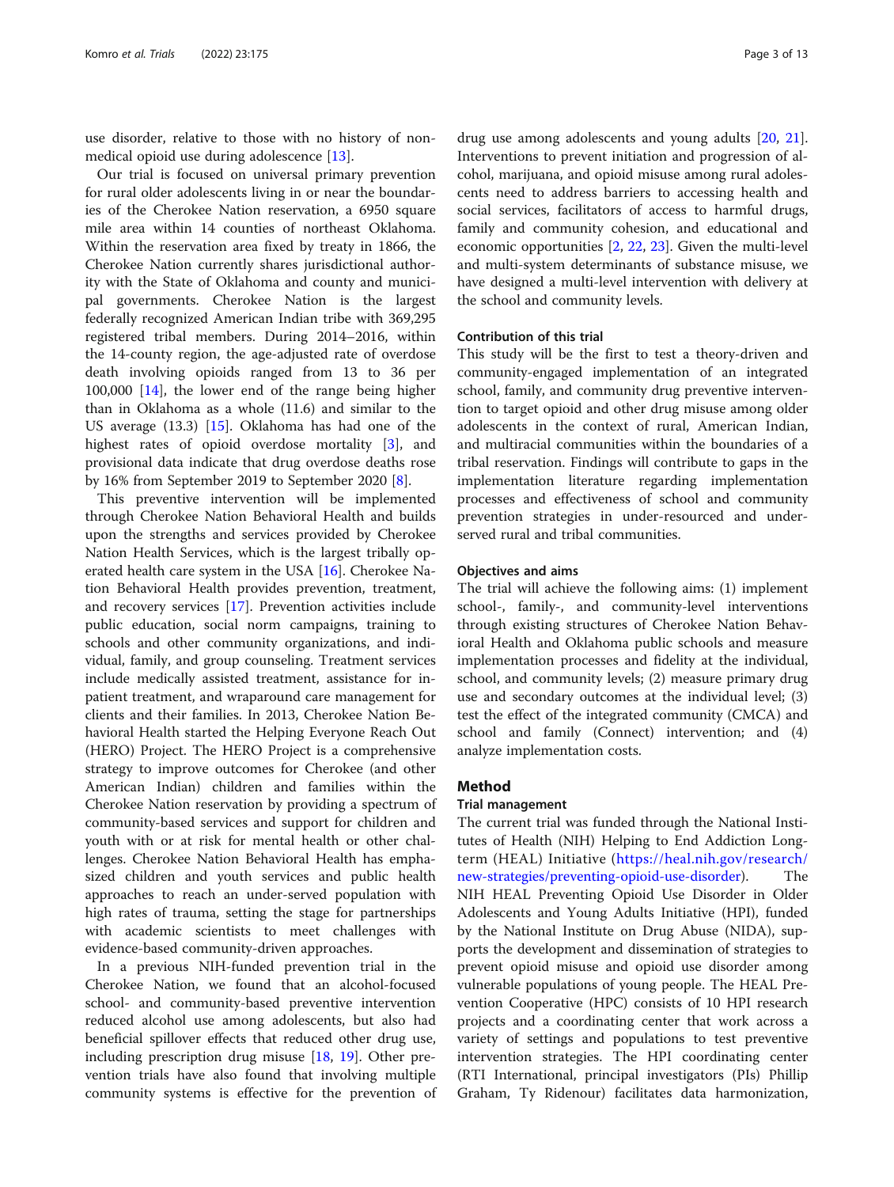use disorder, relative to those with no history of nonmedical opioid use during adolescence [13].

Our trial is focused on universal primary prevention for rural older adolescents living in or near the boundaries of the Cherokee Nation reservation, a 6950 square mile area within 14 counties of northeast Oklahoma. Within the reservation area fixed by treaty in 1866, the Cherokee Nation currently shares jurisdictional authority with the State of Oklahoma and county and municipal governments. Cherokee Nation is the largest federally recognized American Indian tribe with 369,295 registered tribal members. During 2014–2016, within the 14-county region, the age-adjusted rate of overdose death involving opioids ranged from 13 to 36 per 100,000 [14], the lower end of the range being higher than in Oklahoma as a whole (11.6) and similar to the US average (13.3) [15]. Oklahoma has had one of the highest rates of opioid overdose mortality [3], and provisional data indicate that drug overdose deaths rose by 16% from September 2019 to September 2020 [8].

This preventive intervention will be implemented through Cherokee Nation Behavioral Health and builds upon the strengths and services provided by Cherokee Nation Health Services, which is the largest tribally operated health care system in the USA [16]. Cherokee Nation Behavioral Health provides prevention, treatment, and recovery services [17]. Prevention activities include public education, social norm campaigns, training to schools and other community organizations, and individual, family, and group counseling. Treatment services include medically assisted treatment, assistance for inpatient treatment, and wraparound care management for clients and their families. In 2013, Cherokee Nation Behavioral Health started the Helping Everyone Reach Out (HERO) Project. The HERO Project is a comprehensive strategy to improve outcomes for Cherokee (and other American Indian) children and families within the Cherokee Nation reservation by providing a spectrum of community-based services and support for children and youth with or at risk for mental health or other challenges. Cherokee Nation Behavioral Health has emphasized children and youth services and public health approaches to reach an under-served population with high rates of trauma, setting the stage for partnerships with academic scientists to meet challenges with evidence-based community-driven approaches.

In a previous NIH-funded prevention trial in the Cherokee Nation, we found that an alcohol-focused school- and community-based preventive intervention reduced alcohol use among adolescents, but also had beneficial spillover effects that reduced other drug use, including prescription drug misuse [18, 19]. Other prevention trials have also found that involving multiple community systems is effective for the prevention of drug use among adolescents and young adults [20, 21]. Interventions to prevent initiation and progression of alcohol, marijuana, and opioid misuse among rural adolescents need to address barriers to accessing health and social services, facilitators of access to harmful drugs, family and community cohesion, and educational and economic opportunities [2, 22, 23]. Given the multi-level and multi-system determinants of substance misuse, we have designed a multi-level intervention with delivery at the school and community levels.

### Contribution of this trial

This study will be the first to test a theory-driven and community-engaged implementation of an integrated school, family, and community drug preventive intervention to target opioid and other drug misuse among older adolescents in the context of rural, American Indian, and multiracial communities within the boundaries of a tribal reservation. Findings will contribute to gaps in the implementation literature regarding implementation processes and effectiveness of school and community prevention strategies in under-resourced and under-served rural and tribal communities.

### Objectives and aims

The trial will achieve the following aims: (1) implement school-, family-, and community-level interventions through existing structures of Cherokee Nation Behavioral Health and Oklahoma public schools and measure implementation processes and fidelity at the individual, school, and community levels; (2) measure primary drug use and secondary outcomes at the individual level; (3) test the effect of the integrated community (CMCA) and school and family (Connect) intervention; and (4) analyze implementation costs.

## Method

### Trial management

The current trial was funded through the National Institutes of Health (NIH) Helping to End Addiction Long-term (HEAL) Initiative (https://heal.nih.gov/research/new-strategies/preventing-opioid-use-disorder). The NIH HEAL Preventing Opioid Use Disorder in Older Adolescents and Young Adults Initiative (HPI), funded by the National Institute on Drug Abuse (NIDA), supports the development and dissemination of strategies to prevent opioid misuse and opioid use disorder among vulnerable populations of young people. The HEAL Prevention Cooperative (HPC) consists of 10 HPI research projects and a coordinating center that work across a variety of settings and populations to test preventive intervention strategies. The HPI coordinating center (RTI International, principal investigators (PIs) Phillip Graham, Ty Ridenour) facilitates data harmonization,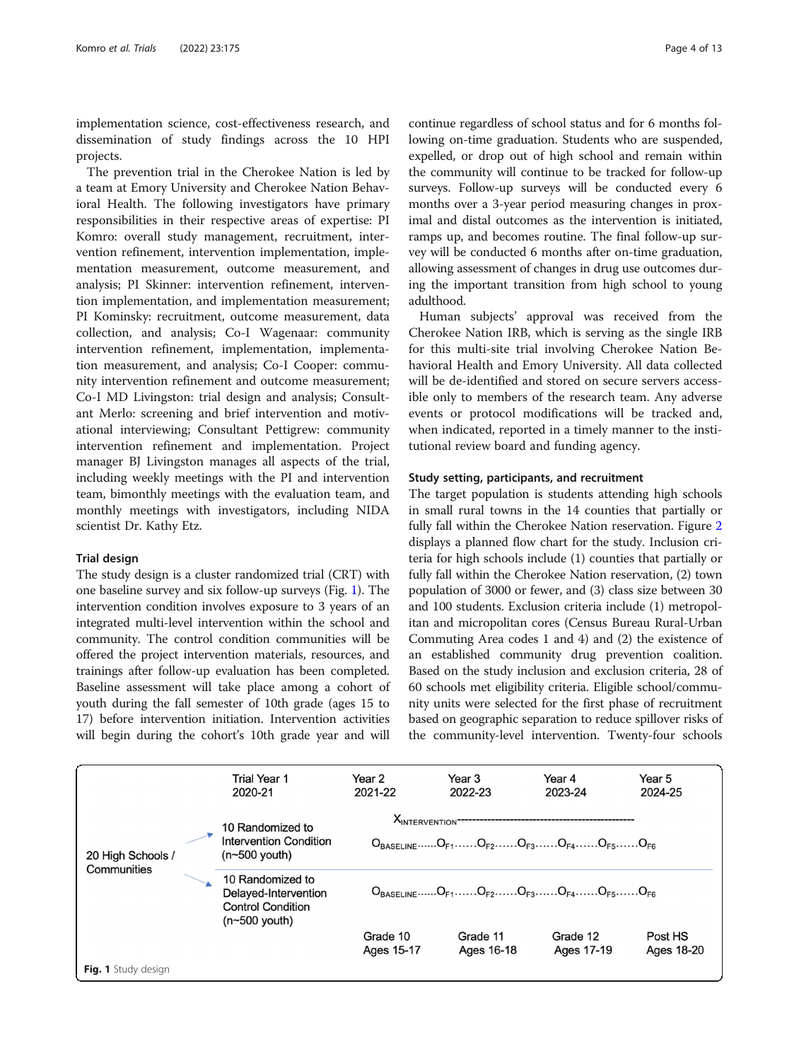implementation science, cost-effectiveness research, and dissemination of study findings across the 10 HPI projects.

The prevention trial in the Cherokee Nation is led by a team at Emory University and Cherokee Nation Behavioral Health. The following investigators have primary responsibilities in their respective areas of expertise: PI Komro: overall study management, recruitment, intervention refinement, intervention implementation, implementation measurement, outcome measurement, and analysis; PI Skinner: intervention refinement, intervention implementation, and implementation measurement; PI Kominsky: recruitment, outcome measurement, data collection, and analysis; Co-I Wagenaar: community intervention refinement, implementation, implementation measurement, and analysis; Co-I Cooper: community intervention refinement and outcome measurement; Co-I MD Livingston: trial design and analysis; Consultant Merlo: screening and brief intervention and motivational interviewing; Consultant Pettigrew: community intervention refinement and implementation. Project manager BJ Livingston manages all aspects of the trial, including weekly meetings with the PI and intervention team, bimonthly meetings with the evaluation team, and monthly meetings with investigators, including NIDA scientist Dr. Kathy Etz.

### Trial design

The study design is a cluster randomized trial (CRT) with one baseline survey and six follow-up surveys (Fig. 1). The intervention condition involves exposure to 3 years of an integrated multi-level intervention within the school and community. The control condition communities will be offered the project intervention materials, resources, and trainings after follow-up evaluation has been completed. Baseline assessment will take place among a cohort of youth during the fall semester of 10th grade (ages 15 to 17) before intervention initiation. Intervention activities will begin during the cohort's 10th grade year and will continue regardless of school status and for 6 months following on-time graduation. Students who are suspended, expelled, or drop out of high school and remain within the community will continue to be tracked for follow-up surveys. Follow-up surveys will be conducted every 6 months over a 3-year period measuring changes in proximal and distal outcomes as the intervention is initiated, ramps up, and becomes routine. The final follow-up survey will be conducted 6 months after on-time graduation, allowing assessment of changes in drug use outcomes during the important transition from high school to young adulthood.

Human subjects' approval was received from the Cherokee Nation IRB, which is serving as the single IRB for this multi-site trial involving Cherokee Nation Behavioral Health and Emory University. All data collected will be de-identified and stored on secure servers accessible only to members of the research team. Any adverse events or protocol modifications will be tracked and, when indicated, reported in a timely manner to the institutional review board and funding agency.

### Study setting, participants, and recruitment

The target population is students attending high schools in small rural towns in the 14 counties that partially or fully fall within the Cherokee Nation reservation. Figure 2 displays a planned flow chart for the study. Inclusion criteria for high schools include (1) counties that partially or fully fall within the Cherokee Nation reservation, (2) town population of 3000 or fewer, and (3) class size between 30 and 100 students. Exclusion criteria include (1) metropolitan and micropolitan cores (Census Bureau Rural-Urban Commuting Area codes 1 and 4) and (2) the existence of an established community drug prevention coalition. Based on the study inclusion and exclusion criteria, 28 of 60 schools met eligibility criteria. Eligible school/community units were selected for the first phase of recruitment based on geographic separation to reduce spillover risks of the community-level intervention. Twenty-four schools

| | | Trial Year 1 2020-21 | Year 2 2021-22 | Year 3 2022-23 | Year 4 2023-24 | Year 5 2024-25 |
|---|---|---|---|---|---|---|
| 20 High Schools / Communities | 10 Randomized to Intervention Condition (n~500 youth) | $X_{INTERVENTION}$ ------------------------------------------------ | | | | |
| | | $O_{BASELINE}$......$O_{F1}$......$O_{F2}$......$O_{F3}$......$O_{F4}$......$O_{F5}$......$O_{F6}$ | | | | |
| | 10 Randomized to Delayed-Intervention Control Condition (n~500 youth) | $O_{BASELINE}$......$O_{F1}$......$O_{F2}$......$O_{F3}$......$O_{F4}$......$O_{F5}$......$O_{F6}$ | | | | |
| | | | Grade 10 Ages 15-17 | Grade 11 Ages 16-18 | Grade 12 Ages 17-19 | Post HS Ages 18-20 |

**Fig. 1** Study design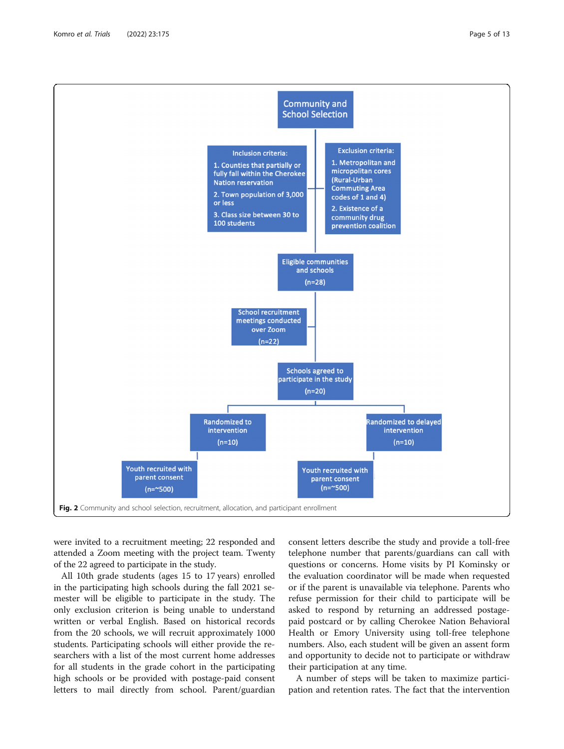Community and School Selection

Inclusion criteria:

1. Counties that partially or fully fall within the Cherokee Nation reservation
2. Town population of 3,000 or less
3. Class size between 30 to 100 students

Exclusion criteria:

1. Metropolitan and micropolitan cores (Rural-Urban Commuting Area codes of 1 and 4)
2. Existence of a community drug prevention coalition

Eligible communities and schools (n=28)

School recruitment meetings conducted over Zoom (n=22)

Schools agreed to participate in the study (n=20)

Randomized to intervention (n=10)

Randomized to delayed intervention (n=10)

Youth recruited with parent consent (n=~500)

Youth recruited with parent consent (n=~500)

**Fig. 2** Community and school selection, recruitment, allocation, and participant enrollment

were invited to a recruitment meeting; 22 responded and attended a Zoom meeting with the project team. Twenty of the 22 agreed to participate in the study.

All 10th grade students (ages 15 to 17 years) enrolled in the participating high schools during the fall 2021 semester will be eligible to participate in the study. The only exclusion criterion is being unable to understand written or verbal English. Based on historical records from the 20 schools, we will recruit approximately 1000 students. Participating schools will either provide the researchers with a list of the most current home addresses for all students in the grade cohort in the participating high schools or be provided with postage-paid consent letters to mail directly from school. Parent/guardian consent letters describe the study and provide a toll-free telephone number that parents/guardians can call with questions or concerns. Home visits by PI Kominsky or the evaluation coordinator will be made when requested or if the parent is unavailable via telephone. Parents who refuse permission for their child to participate will be asked to respond by returning an addressed postage-paid postcard or by calling Cherokee Nation Behavioral Health or Emory University using toll-free telephone numbers. Also, each student will be given an assent form and opportunity to decide not to participate or withdraw their participation at any time.

A number of steps will be taken to maximize participation and retention rates. The fact that the intervention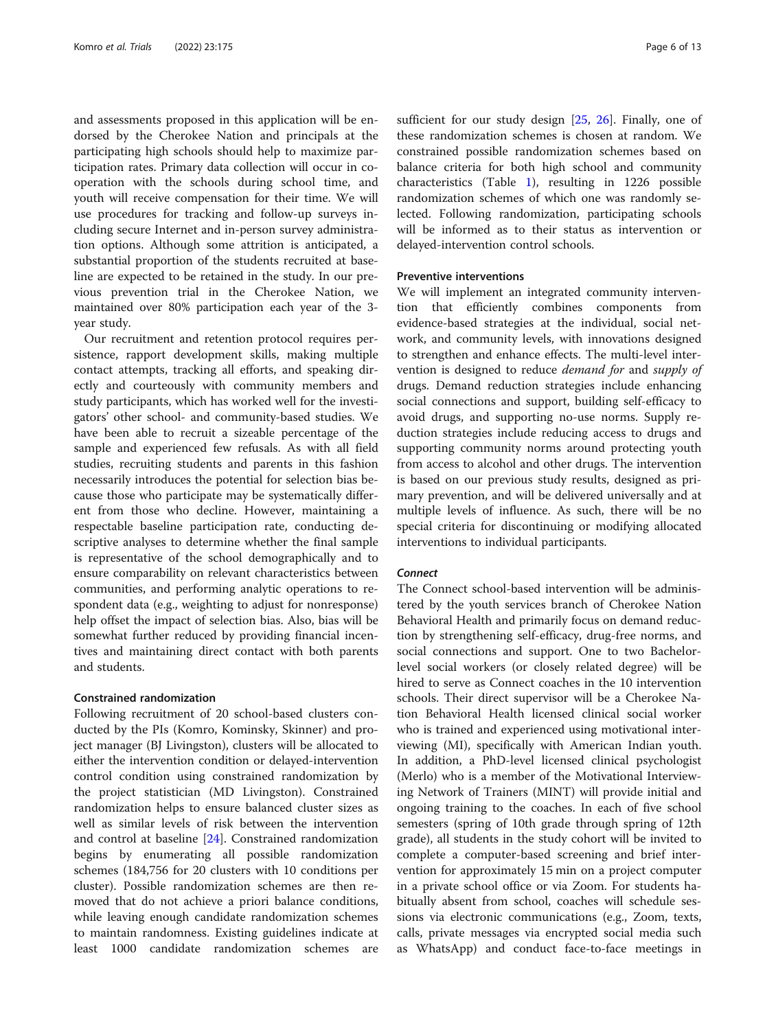and assessments proposed in this application will be endorsed by the Cherokee Nation and principals at the participating high schools should help to maximize participation rates. Primary data collection will occur in cooperation with the schools during school time, and youth will receive compensation for their time. We will use procedures for tracking and follow-up surveys including secure Internet and in-person survey administration options. Although some attrition is anticipated, a substantial proportion of the students recruited at baseline are expected to be retained in the study. In our previous prevention trial in the Cherokee Nation, we maintained over 80% participation each year of the 3-year study.

Our recruitment and retention protocol requires persistence, rapport development skills, making multiple contact attempts, tracking all efforts, and speaking directly and courteously with community members and study participants, which has worked well for the investigators' other school- and community-based studies. We have been able to recruit a sizeable percentage of the sample and experienced few refusals. As with all field studies, recruiting students and parents in this fashion necessarily introduces the potential for selection bias because those who participate may be systematically different from those who decline. However, maintaining a respectable baseline participation rate, conducting descriptive analyses to determine whether the final sample is representative of the school demographically and to ensure comparability on relevant characteristics between communities, and performing analytic operations to respondent data (e.g., weighting to adjust for nonresponse) help offset the impact of selection bias. Also, bias will be somewhat further reduced by providing financial incentives and maintaining direct contact with both parents and students.

### Constrained randomization

Following recruitment of 20 school-based clusters conducted by the PIs (Komro, Kominsky, Skinner) and project manager (BJ Livingston), clusters will be allocated to either the intervention condition or delayed-intervention control condition using constrained randomization by the project statistician (MD Livingston). Constrained randomization helps to ensure balanced cluster sizes as well as similar levels of risk between the intervention and control at baseline [24]. Constrained randomization begins by enumerating all possible randomization schemes (184,756 for 20 clusters with 10 conditions per cluster). Possible randomization schemes are then removed that do not achieve a priori balance conditions, while leaving enough candidate randomization schemes to maintain randomness. Existing guidelines indicate at least 1000 candidate randomization schemes are sufficient for our study design [25, 26]. Finally, one of these randomization schemes is chosen at random. We constrained possible randomization schemes based on balance criteria for both high school and community characteristics (Table 1), resulting in 1226 possible randomization schemes of which one was randomly selected. Following randomization, participating schools will be informed as to their status as intervention or delayed-intervention control schools.

### Preventive interventions

We will implement an integrated community intervention that efficiently combines components from evidence-based strategies at the individual, social network, and community levels, with innovations designed to strengthen and enhance effects. The multi-level intervention is designed to reduce *demand for* and *supply of* drugs. Demand reduction strategies include enhancing social connections and support, building self-efficacy to avoid drugs, and supporting no-use norms. Supply reduction strategies include reducing access to drugs and supporting community norms around protecting youth from access to alcohol and other drugs. The intervention is based on our previous study results, designed as primary prevention, and will be delivered universally and at multiple levels of influence. As such, there will be no special criteria for discontinuing or modifying allocated interventions to individual participants.

#### *Connect*

The Connect school-based intervention will be administered by the youth services branch of Cherokee Nation Behavioral Health and primarily focus on demand reduction by strengthening self-efficacy, drug-free norms, and social connections and support. One to two Bachelor-level social workers (or closely related degree) will be hired to serve as Connect coaches in the 10 intervention schools. Their direct supervisor will be a Cherokee Nation Behavioral Health licensed clinical social worker who is trained and experienced using motivational interviewing (MI), specifically with American Indian youth. In addition, a PhD-level licensed clinical psychologist (Merlo) who is a member of the Motivational Interviewing Network of Trainers (MINT) will provide initial and ongoing training to the coaches. In each of five school semesters (spring of 10th grade through spring of 12th grade), all students in the study cohort will be invited to complete a computer-based screening and brief intervention for approximately 15 min on a project computer in a private school office or via Zoom. For students habitually absent from school, coaches will schedule sessions via electronic communications (e.g., Zoom, texts, calls, private messages via encrypted social media such as WhatsApp) and conduct face-to-face meetings in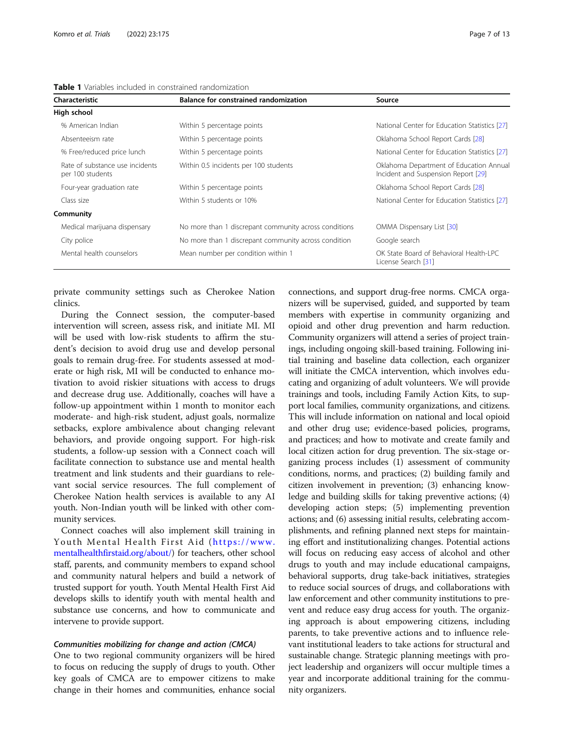**Table 1** Variables included in constrained randomization

| Characteristic | Balance for constrained randomization | Source |
|---|---|---|
| **High school** | | |
| % American Indian | Within 5 percentage points | National Center for Education Statistics [27] |
| Absenteeism rate | Within 5 percentage points | Oklahoma School Report Cards [28] |
| % Free/reduced price lunch | Within 5 percentage points | National Center for Education Statistics [27] |
| Rate of substance use incidents per 100 students | Within 0.5 incidents per 100 students | Oklahoma Department of Education Annual Incident and Suspension Report [29] |
| Four-year graduation rate | Within 5 percentage points | Oklahoma School Report Cards [28] |
| Class size | Within 5 students or 10% | National Center for Education Statistics [27] |
| **Community** | | |
| Medical marijuana dispensary | No more than 1 discrepant community across conditions | OMMA Dispensary List [30] |
| City police | No more than 1 discrepant community across condition | Google search |
| Mental health counselors | Mean number per condition within 1 | OK State Board of Behavioral Health-LPC License Search [31] |

private community settings such as Cherokee Nation clinics.

During the Connect session, the computer-based intervention will screen, assess risk, and initiate MI. MI will be used with low-risk students to affirm the student's decision to avoid drug use and develop personal goals to remain drug-free. For students assessed at moderate or high risk, MI will be conducted to enhance motivation to avoid riskier situations with access to drugs and decrease drug use. Additionally, coaches will have a follow-up appointment within 1 month to monitor each moderate- and high-risk student, adjust goals, normalize setbacks, explore ambivalence about changing relevant behaviors, and provide ongoing support. For high-risk students, a follow-up session with a Connect coach will facilitate connection to substance use and mental health treatment and link students and their guardians to relevant social service resources. The full complement of Cherokee Nation health services is available to any AI youth. Non-Indian youth will be linked with other community services.

Connect coaches will also implement skill training in Youth Mental Health First Aid (https://www.mentalhealthfirstaid.org/about/) for teachers, other school staff, parents, and community members to expand school and community natural helpers and build a network of trusted support for youth. Youth Mental Health First Aid develops skills to identify youth with mental health and substance use concerns, and how to communicate and intervene to provide support.

#### *Communities mobilizing for change and action (CMCA)*

One to two regional community organizers will be hired to focus on reducing the supply of drugs to youth. Other key goals of CMCA are to empower citizens to make change in their homes and communities, enhance social connections, and support drug-free norms. CMCA organizers will be supervised, guided, and supported by team members with expertise in community organizing and opioid and other drug prevention and harm reduction. Community organizers will attend a series of project trainings, including ongoing skill-based training. Following initial training and baseline data collection, each organizer will initiate the CMCA intervention, which involves educating and organizing of adult volunteers. We will provide trainings and tools, including Family Action Kits, to support local families, community organizations, and citizens. This will include information on national and local opioid and other drug use; evidence-based policies, programs, and practices; and how to motivate and create family and local citizen action for drug prevention. The six-stage organizing process includes (1) assessment of community conditions, norms, and practices; (2) building family and citizen involvement in prevention; (3) enhancing knowledge and building skills for taking preventive actions; (4) developing action steps; (5) implementing prevention actions; and (6) assessing initial results, celebrating accomplishments, and refining planned next steps for maintaining effort and institutionalizing changes. Potential actions will focus on reducing easy access of alcohol and other drugs to youth and may include educational campaigns, behavioral supports, drug take-back initiatives, strategies to reduce social sources of drugs, and collaborations with law enforcement and other community institutions to prevent and reduce easy drug access for youth. The organizing approach is about empowering citizens, including parents, to take preventive actions and to influence relevant institutional leaders to take actions for structural and sustainable change. Strategic planning meetings with project leadership and organizers will occur multiple times a year and incorporate additional training for the community organizers.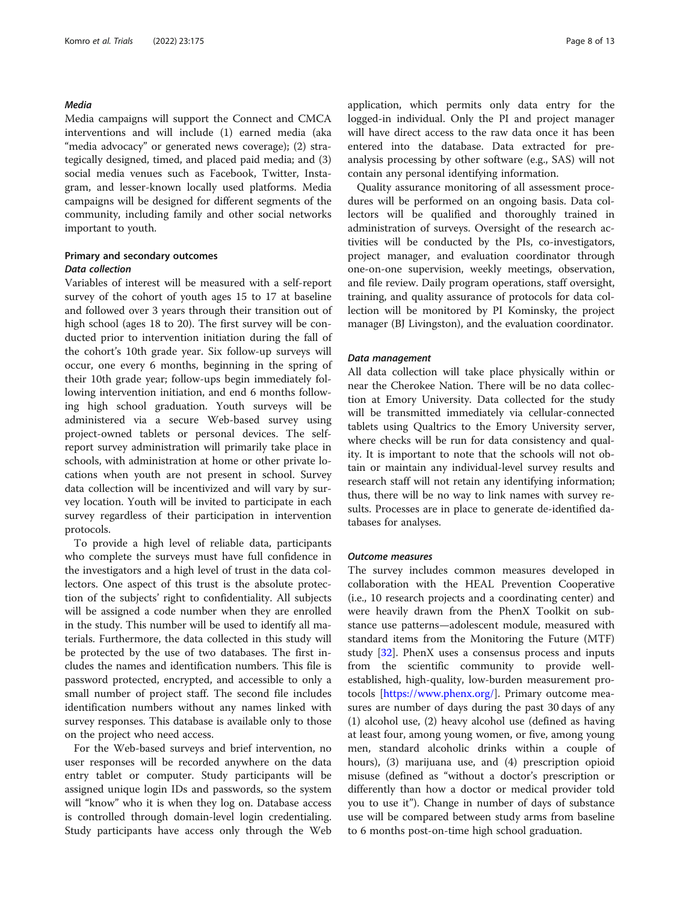### *Media*

Media campaigns will support the Connect and CMCA interventions and will include (1) earned media (aka "media advocacy" or generated news coverage); (2) strategically designed, timed, and placed paid media; and (3) social media venues such as Facebook, Twitter, Instagram, and lesser-known locally used platforms. Media campaigns will be designed for different segments of the community, including family and other social networks important to youth.

## Primary and secondary outcomes

### *Data collection*

Variables of interest will be measured with a self-report survey of the cohort of youth ages 15 to 17 at baseline and followed over 3 years through their transition out of high school (ages 18 to 20). The first survey will be conducted prior to intervention initiation during the fall of the cohort's 10th grade year. Six follow-up surveys will occur, one every 6 months, beginning in the spring of their 10th grade year; follow-ups begin immediately following intervention initiation, and end 6 months following high school graduation. Youth surveys will be administered via a secure Web-based survey using project-owned tablets or personal devices. The self-report survey administration will primarily take place in schools, with administration at home or other private locations when youth are not present in school. Survey data collection will be incentivized and will vary by survey location. Youth will be invited to participate in each survey regardless of their participation in intervention protocols.

To provide a high level of reliable data, participants who complete the surveys must have full confidence in the investigators and a high level of trust in the data collectors. One aspect of this trust is the absolute protection of the subjects' right to confidentiality. All subjects will be assigned a code number when they are enrolled in the study. This number will be used to identify all materials. Furthermore, the data collected in this study will be protected by the use of two databases. The first includes the names and identification numbers. This file is password protected, encrypted, and accessible to only a small number of project staff. The second file includes identification numbers without any names linked with survey responses. This database is available only to those on the project who need access.

For the Web-based surveys and brief intervention, no user responses will be recorded anywhere on the data entry tablet or computer. Study participants will be assigned unique login IDs and passwords, so the system will "know" who it is when they log on. Database access is controlled through domain-level login credentialing. Study participants have access only through the Web application, which permits only data entry for the logged-in individual. Only the PI and project manager will have direct access to the raw data once it has been entered into the database. Data extracted for pre-analysis processing by other software (e.g., SAS) will not contain any personal identifying information.

Quality assurance monitoring of all assessment procedures will be performed on an ongoing basis. Data collectors will be qualified and thoroughly trained in administration of surveys. Oversight of the research activities will be conducted by the PIs, co-investigators, project manager, and evaluation coordinator through one-on-one supervision, weekly meetings, observation, and file review. Daily program operations, staff oversight, training, and quality assurance of protocols for data collection will be monitored by PI Kominsky, the project manager (BJ Livingston), and the evaluation coordinator.

### *Data management*

All data collection will take place physically within or near the Cherokee Nation. There will be no data collection at Emory University. Data collected for the study will be transmitted immediately via cellular-connected tablets using Qualtrics to the Emory University server, where checks will be run for data consistency and quality. It is important to note that the schools will not obtain or maintain any individual-level survey results and research staff will not retain any identifying information; thus, there will be no way to link names with survey results. Processes are in place to generate de-identified databases for analyses.

### *Outcome measures*

The survey includes common measures developed in collaboration with the HEAL Prevention Cooperative (i.e., 10 research projects and a coordinating center) and were heavily drawn from the PhenX Toolkit on substance use patterns—adolescent module, measured with standard items from the Monitoring the Future (MTF) study [32]. PhenX uses a consensus process and inputs from the scientific community to provide well-established, high-quality, low-burden measurement protocols [https://www.phenx.org/]. Primary outcome measures are number of days during the past 30 days of any (1) alcohol use, (2) heavy alcohol use (defined as having at least four, among young women, or five, among young men, standard alcoholic drinks within a couple of hours), (3) marijuana use, and (4) prescription opioid misuse (defined as "without a doctor's prescription or differently than how a doctor or medical provider told you to use it"). Change in number of days of substance use will be compared between study arms from baseline to 6 months post-on-time high school graduation.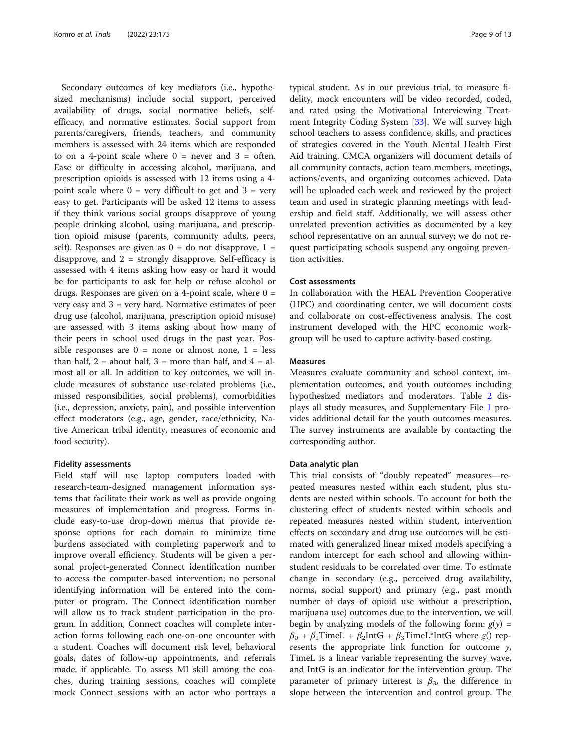Secondary outcomes of key mediators (i.e., hypothesized mechanisms) include social support, perceived availability of drugs, social normative beliefs, self-efficacy, and normative estimates. Social support from parents/caregivers, friends, teachers, and community members is assessed with 24 items which are responded to on a 4-point scale where 0 = never and 3 = often. Ease or difficulty in accessing alcohol, marijuana, and prescription opioids is assessed with 12 items using a 4-point scale where 0 = very difficult to get and 3 = very easy to get. Participants will be asked 12 items to assess if they think various social groups disapprove of young people drinking alcohol, using marijuana, and prescription opioid misuse (parents, community adults, peers, self). Responses are given as 0 = do not disapprove, 1 = disapprove, and 2 = strongly disapprove. Self-efficacy is assessed with 4 items asking how easy or hard it would be for participants to ask for help or refuse alcohol or drugs. Responses are given on a 4-point scale, where 0 = very easy and 3 = very hard. Normative estimates of peer drug use (alcohol, marijuana, prescription opioid misuse) are assessed with 3 items asking about how many of their peers in school used drugs in the past year. Possible responses are 0 = none or almost none, 1 = less than half, 2 = about half, 3 = more than half, and 4 = almost all or all. In addition to key outcomes, we will include measures of substance use-related problems (i.e., missed responsibilities, social problems), comorbidities (i.e., depression, anxiety, pain), and possible intervention effect moderators (e.g., age, gender, race/ethnicity, Native American tribal identity, measures of economic and food security).

### Fidelity assessments

Field staff will use laptop computers loaded with research-team-designed management information systems that facilitate their work as well as provide ongoing measures of implementation and progress. Forms include easy-to-use drop-down menus that provide response options for each domain to minimize time burdens associated with completing paperwork and to improve overall efficiency. Students will be given a personal project-generated Connect identification number to access the computer-based intervention; no personal identifying information will be entered into the computer or program. The Connect identification number will allow us to track student participation in the program. In addition, Connect coaches will complete interaction forms following each one-on-one encounter with a student. Coaches will document risk level, behavioral goals, dates of follow-up appointments, and referrals made, if applicable. To assess MI skill among the coaches, during training sessions, coaches will complete mock Connect sessions with an actor who portrays a typical student. As in our previous trial, to measure fidelity, mock encounters will be video recorded, coded, and rated using the Motivational Interviewing Treatment Integrity Coding System [33]. We will survey high school teachers to assess confidence, skills, and practices of strategies covered in the Youth Mental Health First Aid training. CMCA organizers will document details of all community contacts, action team members, meetings, actions/events, and organizing outcomes achieved. Data will be uploaded each week and reviewed by the project team and used in strategic planning meetings with leadership and field staff. Additionally, we will assess other unrelated prevention activities as documented by a key school representative on an annual survey; we do not request participating schools suspend any ongoing prevention activities.

### Cost assessments

In collaboration with the HEAL Prevention Cooperative (HPC) and coordinating center, we will document costs and collaborate on cost-effectiveness analysis. The cost instrument developed with the HPC economic workgroup will be used to capture activity-based costing.

### Measures

Measures evaluate community and school context, implementation outcomes, and youth outcomes including hypothesized mediators and moderators. Table 2 displays all study measures, and Supplementary File 1 provides additional detail for the youth outcomes measures. The survey instruments are available by contacting the corresponding author.

### Data analytic plan

This trial consists of "doubly repeated" measures—repeated measures nested within each student, plus students are nested within schools. To account for both the clustering effect of students nested within schools and repeated measures nested within student, intervention effects on secondary and drug use outcomes will be estimated with generalized linear mixed models specifying a random intercept for each school and allowing within-student residuals to be correlated over time. To estimate change in secondary (e.g., perceived drug availability, norms, social support) and primary (e.g., past month number of days of opioid use without a prescription, marijuana use) outcomes due to the intervention, we will begin by analyzing models of the following form: $g(y) = \beta_0 + \beta_1\text{TimeL} + \beta_2\text{IntG} + \beta_3\text{TimeL*IntG}$ where $g()$ represents the appropriate link function for outcome $y$, TimeL is a linear variable representing the survey wave, and IntG is an indicator for the intervention group. The parameter of primary interest is $\beta_3$, the difference in slope between the intervention and control group. The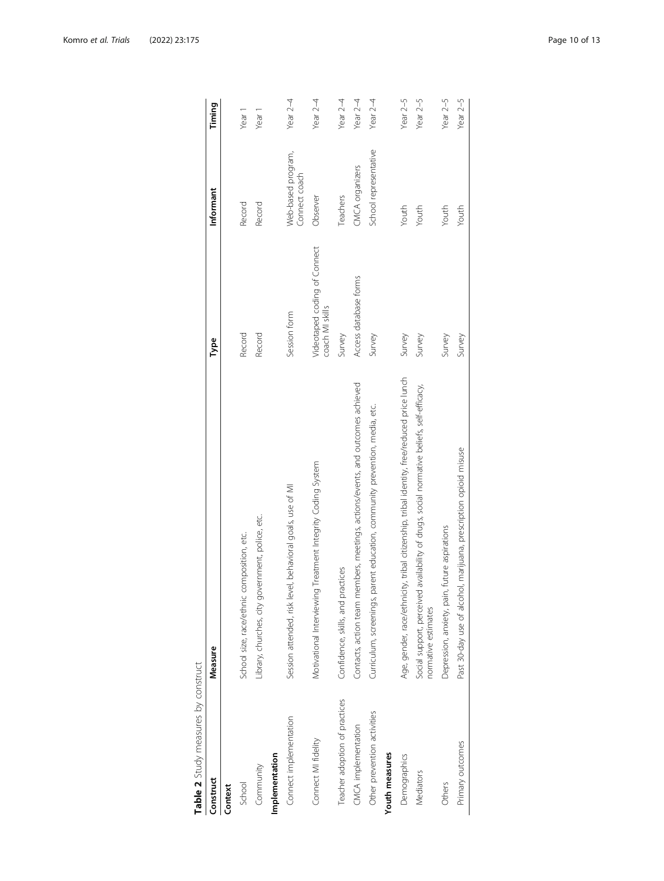**Table 2** Study measures by construct

| Construct | Measure | Type | Informant | Timing |
|---|---|---|---|---|
| **Context** | | | | |
| School | School size, race/ethnic composition, etc. | Record | Record | Year 1 |
| Community | Library, churches, city government, police, etc. | Record | Record | Year 1 |
| **Implementation** | | | | |
| Connect implementation | Session attended, risk level, behavioral goals, use of MI | Session form | Web-based program, Connect coach | Year 2–4 |
| Connect MI fidelity | Motivational Interviewing Treatment Integrity Coding System | Videotaped coding of Connect coach MI skills | Observer | Year 2–4 |
| Teacher adoption of practices | Confidence, skills, and practices | Survey | Teachers | Year 2–4 |
| CMCA implementation | Contacts, action team members, meetings, actions/events, and outcomes achieved | Access database forms | CMCA organizers | Year 2–4 |
| Other prevention activities | Curriculum, screenings, parent education, community prevention, media, etc. | Survey | School representative | Year 2–4 |
| **Youth measures** | | | | |
| Demographics | Age, gender, race/ethnicity, tribal citizenship, tribal identity, free/reduced price lunch | Survey | Youth | Year 2–5 |
| Mediators | Social support, perceived availability of drugs, social normative beliefs, self-efficacy, normative estimates | Survey | Youth | Year 2–5 |
| Others | Depression, anxiety, pain, future aspirations | Survey | Youth | Year 2–5 |
| Primary outcomes | Past 30-day use of alcohol, marijuana, prescription opioid misuse | Survey | Youth | Year 2–5 |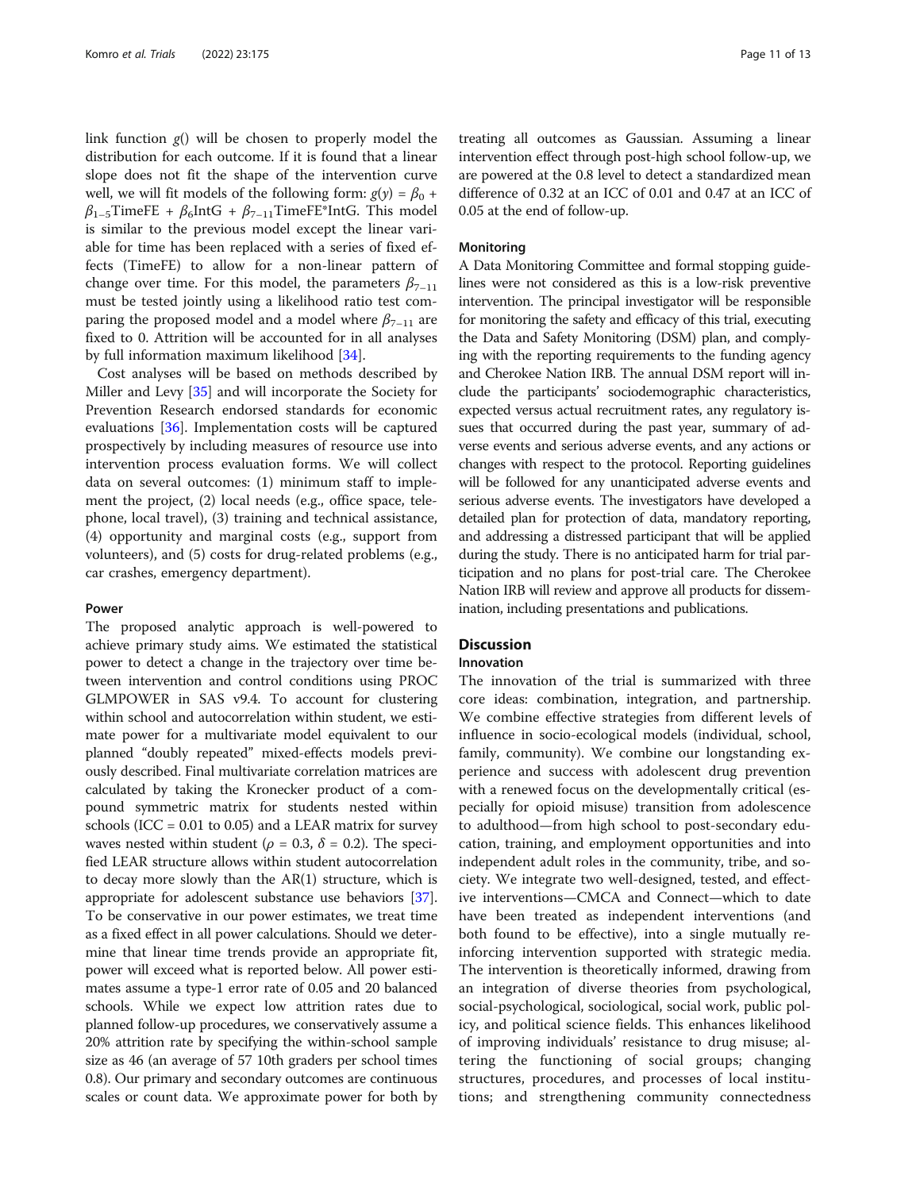link function $g()$ will be chosen to properly model the distribution for each outcome. If it is found that a linear slope does not fit the shape of the intervention curve well, we will fit models of the following form: $g(y) = \beta_0 + \beta_{1-5}\text{TimeFE} + \beta_6\text{IntG} + \beta_{7-11}\text{TimeFE*IntG}$. This model is similar to the previous model except the linear variable for time has been replaced with a series of fixed effects (TimeFE) to allow for a non-linear pattern of change over time. For this model, the parameters $\beta_{7-11}$ must be tested jointly using a likelihood ratio test comparing the proposed model and a model where $\beta_{7-11}$ are fixed to 0. Attrition will be accounted for in all analyses by full information maximum likelihood [34].

Cost analyses will be based on methods described by Miller and Levy [35] and will incorporate the Society for Prevention Research endorsed standards for economic evaluations [36]. Implementation costs will be captured prospectively by including measures of resource use into intervention process evaluation forms. We will collect data on several outcomes: (1) minimum staff to implement the project, (2) local needs (e.g., office space, telephone, local travel), (3) training and technical assistance, (4) opportunity and marginal costs (e.g., support from volunteers), and (5) costs for drug-related problems (e.g., car crashes, emergency department).

### Power

The proposed analytic approach is well-powered to achieve primary study aims. We estimated the statistical power to detect a change in the trajectory over time between intervention and control conditions using PROC GLMPOWER in SAS v9.4. To account for clustering within school and autocorrelation within student, we estimate power for a multivariate model equivalent to our planned "doubly repeated" mixed-effects models previously described. Final multivariate correlation matrices are calculated by taking the Kronecker product of a compound symmetric matrix for students nested within schools (ICC = 0.01 to 0.05) and a LEAR matrix for survey waves nested within student ($\rho$ = 0.3, $\delta$ = 0.2). The specified LEAR structure allows within student autocorrelation to decay more slowly than the AR(1) structure, which is appropriate for adolescent substance use behaviors [37]. To be conservative in our power estimates, we treat time as a fixed effect in all power calculations. Should we determine that linear time trends provide an appropriate fit, power will exceed what is reported below. All power estimates assume a type-1 error rate of 0.05 and 20 balanced schools. While we expect low attrition rates due to planned follow-up procedures, we conservatively assume a 20% attrition rate by specifying the within-school sample size as 46 (an average of 57 10th graders per school times 0.8). Our primary and secondary outcomes are continuous scales or count data. We approximate power for both by treating all outcomes as Gaussian. Assuming a linear intervention effect through post-high school follow-up, we are powered at the 0.8 level to detect a standardized mean difference of 0.32 at an ICC of 0.01 and 0.47 at an ICC of 0.05 at the end of follow-up.

### Monitoring

A Data Monitoring Committee and formal stopping guidelines were not considered as this is a low-risk preventive intervention. The principal investigator will be responsible for monitoring the safety and efficacy of this trial, executing the Data and Safety Monitoring (DSM) plan, and complying with the reporting requirements to the funding agency and Cherokee Nation IRB. The annual DSM report will include the participants' sociodemographic characteristics, expected versus actual recruitment rates, any regulatory issues that occurred during the past year, summary of adverse events and serious adverse events, and any actions or changes with respect to the protocol. Reporting guidelines will be followed for any unanticipated adverse events and serious adverse events. The investigators have developed a detailed plan for protection of data, mandatory reporting, and addressing a distressed participant that will be applied during the study. There is no anticipated harm for trial participation and no plans for post-trial care. The Cherokee Nation IRB will review and approve all products for dissemination, including presentations and publications.

## Discussion

### Innovation

The innovation of the trial is summarized with three core ideas: combination, integration, and partnership. We combine effective strategies from different levels of influence in socio-ecological models (individual, school, family, community). We combine our longstanding experience and success with adolescent drug prevention with a renewed focus on the developmentally critical (especially for opioid misuse) transition from adolescence to adulthood—from high school to post-secondary education, training, and employment opportunities and into independent adult roles in the community, tribe, and society. We integrate two well-designed, tested, and effective interventions—CMCA and Connect—which to date have been treated as independent interventions (and both found to be effective), into a single mutually reinforcing intervention supported with strategic media. The intervention is theoretically informed, drawing from an integration of diverse theories from psychological, social-psychological, sociological, social work, public policy, and political science fields. This enhances likelihood of improving individuals' resistance to drug misuse; altering the functioning of social groups; changing structures, procedures, and processes of local institutions; and strengthening community connectedness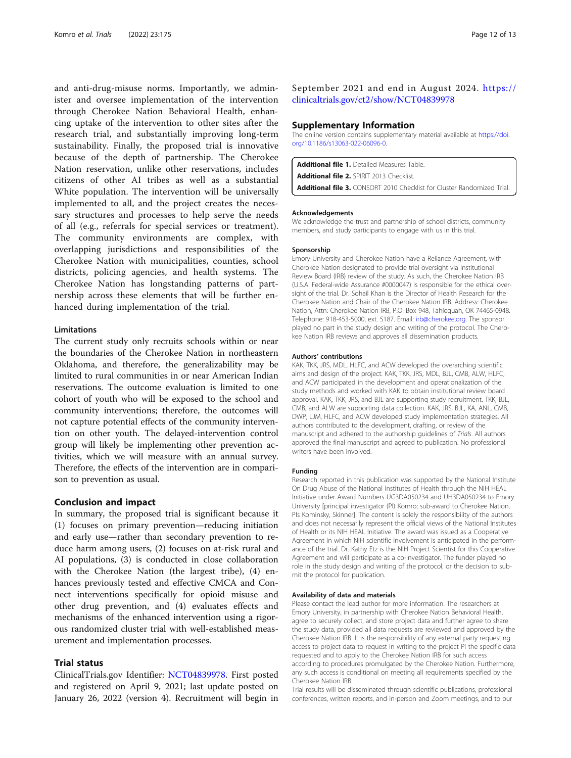and anti-drug-misuse norms. Importantly, we administer and oversee implementation of the intervention through Cherokee Nation Behavioral Health, enhancing uptake of the intervention to other sites after the research trial, and substantially improving long-term sustainability. Finally, the proposed trial is innovative because of the depth of partnership. The Cherokee Nation reservation, unlike other reservations, includes citizens of other AI tribes as well as a substantial White population. The intervention will be universally implemented to all, and the project creates the necessary structures and processes to help serve the needs of all (e.g., referrals for special services or treatment). The community environments are complex, with overlapping jurisdictions and responsibilities of the Cherokee Nation with municipalities, counties, school districts, policing agencies, and health systems. The Cherokee Nation has longstanding patterns of partnership across these elements that will be further enhanced during implementation of the trial.

### Limitations

The current study only recruits schools within or near the boundaries of the Cherokee Nation in northeastern Oklahoma, and therefore, the generalizability may be limited to rural communities in or near American Indian reservations. The outcome evaluation is limited to one cohort of youth who will be exposed to the school and community interventions; therefore, the outcomes will not capture potential effects of the community intervention on other youth. The delayed-intervention control group will likely be implementing other prevention activities, which we will measure with an annual survey. Therefore, the effects of the intervention are in comparison to prevention as usual.

## Conclusion and impact

In summary, the proposed trial is significant because it (1) focuses on primary prevention—reducing initiation and early use—rather than secondary prevention to reduce harm among users, (2) focuses on at-risk rural and AI populations, (3) is conducted in close collaboration with the Cherokee Nation (the largest tribe), (4) enhances previously tested and effective CMCA and Connect interventions specifically for opioid misuse and other drug prevention, and (4) evaluates effects and mechanisms of the enhanced intervention using a rigorous randomized cluster trial with well-established measurement and implementation processes.

## Trial status

ClinicalTrials.gov Identifier: NCT04839978. First posted and registered on April 9, 2021; last update posted on January 26, 2022 (version 4). Recruitment will begin in September 2021 and end in August 2024. https://clinicaltrials.gov/ct2/show/NCT04839978

## Supplementary Information

The online version contains supplementary material available at https://doi.org/10.1186/s13063-022-06096-0.

**Additional file 1.** Detailed Measures Table.
**Additional file 2.** SPIRIT 2013 Checklist.
**Additional file 3.** CONSORT 2010 Checklist for Cluster Randomized Trial.

#### Acknowledgements

We acknowledge the trust and partnership of school districts, community members, and study participants to engage with us in this trial.

#### Sponsorship

Emory University and Cherokee Nation have a Reliance Agreement, with Cherokee Nation designated to provide trial oversight via Institutional Review Board (IRB) review of the study. As such, the Cherokee Nation IRB (U.S.A. Federal-wide Assurance #0000047) is responsible for the ethical oversight of the trial. Dr. Sohail Khan is the Director of Health Research for the Cherokee Nation and Chair of the Cherokee Nation IRB. Address: Cherokee Nation, Attn: Cherokee Nation IRB, P.O. Box 948, Tahlequah, OK 74465-0948. Telephone: 918-453-5000, ext. 5187. Email: irb@cherokee.org. The sponsor played no part in the study design and writing of the protocol. The Cherokee Nation IRB reviews and approves all dissemination products.

#### Authors' contributions

KAK, TKK, JRS, MDL, HLFC, and ACW developed the overarching scientific aims and design of the project. KAK, TKK, JRS, MDL, BJL, CMB, ALW, HLFC, and ACW participated in the development and operationalization of the study methods and worked with KAK to obtain institutional review board approval. KAK, TKK, JRS, and BJL are supporting study recruitment. TKK, BJL, CMB, and ALW are supporting data collection. KAK, JRS, BJL, KA, ANL, CMB, DWP, LJM, HLFC, and ACW developed study implementation strategies. All authors contributed to the development, drafting, or review of the manuscript and adhered to the authorship guidelines of *Trials*. All authors approved the final manuscript and agreed to publication. No professional writers have been involved.

#### Funding

Research reported in this publication was supported by the National Institute On Drug Abuse of the National Institutes of Health through the NIH HEAL Initiative under Award Numbers UG3DA050234 and UH3DA050234 to Emory University [principal investigator (PI) Komro; sub-award to Cherokee Nation, PIs Kominsky, Skinner]. The content is solely the responsibility of the authors and does not necessarily represent the official views of the National Institutes of Health or its NIH HEAL Initiative. The award was issued as a Cooperative Agreement in which NIH scientific involvement is anticipated in the performance of the trial. Dr. Kathy Etz is the NIH Project Scientist for this Cooperative Agreement and will participate as a co-investigator. The funder played no role in the study design and writing of the protocol, or the decision to submit the protocol for publication.

#### Availability of data and materials

Please contact the lead author for more information. The researchers at Emory University, in partnership with Cherokee Nation Behavioral Health, agree to securely collect, and store project data and further agree to share the study data, provided all data requests are reviewed and approved by the Cherokee Nation IRB. It is the responsibility of any external party requesting access to project data to request in writing to the project PI the specific data requested and to apply to the Cherokee Nation IRB for such access according to procedures promulgated by the Cherokee Nation. Furthermore, any such access is conditional on meeting all requirements specified by the Cherokee Nation IRB.

Trial results will be disseminated through scientific publications, professional conferences, written reports, and in-person and Zoom meetings, and to our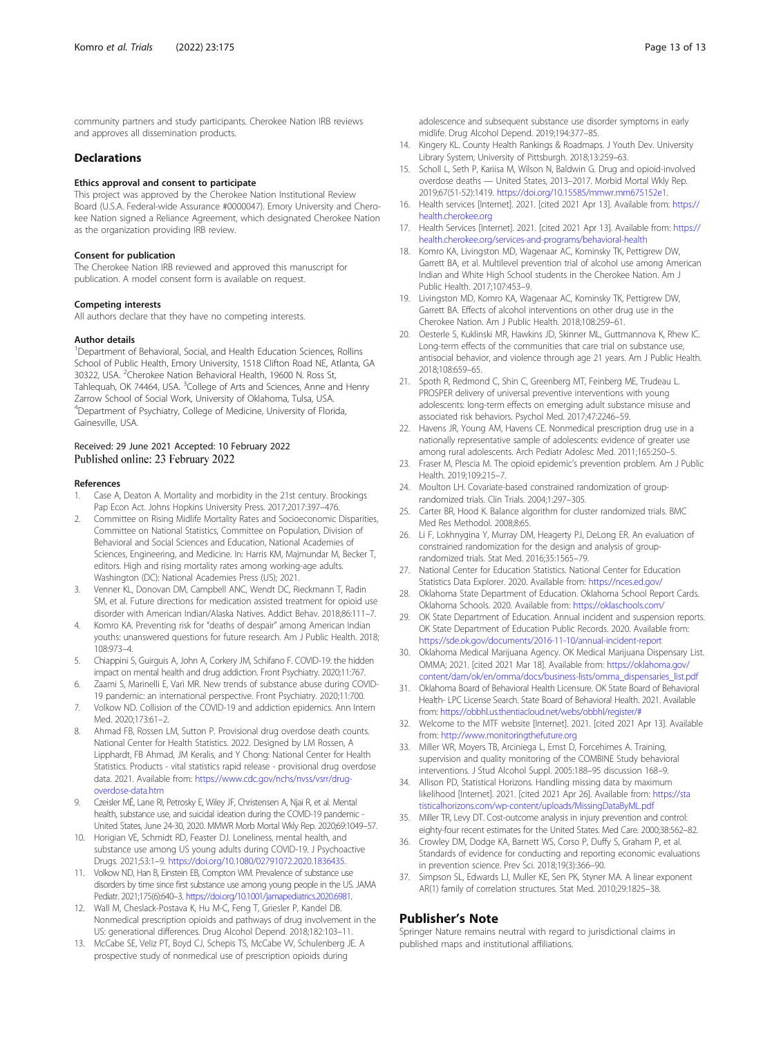community partners and study participants. Cherokee Nation IRB reviews and approves all dissemination products.

## Declarations

### Ethics approval and consent to participate

This project was approved by the Cherokee Nation Institutional Review Board (U.S.A. Federal-wide Assurance #0000047). Emory University and Cherokee Nation signed a Reliance Agreement, which designated Cherokee Nation as the organization providing IRB review.

### Consent for publication

The Cherokee Nation IRB reviewed and approved this manuscript for publication. A model consent form is available on request.

### Competing interests

All authors declare that they have no competing interests.

### Author details

[1]Department of Behavioral, Social, and Health Education Sciences, Rollins School of Public Health, Emory University, 1518 Clifton Road NE, Atlanta, GA 30322, USA. [2]Cherokee Nation Behavioral Health, 19600 N. Ross St, Tahlequah, OK 74464, USA. [3]College of Arts and Sciences, Anne and Henry Zarrow School of Social Work, University of Oklahoma, Tulsa, USA. [4]Department of Psychiatry, College of Medicine, University of Florida, Gainesville, USA.

Received: 29 June 2021 Accepted: 10 February 2022
Published online: 23 February 2022

### References

1. Case A, Deaton A. Mortality and morbidity in the 21st century. Brookings Pap Econ Act. Johns Hopkins University Press. 2017;2017:397–476.
2. Committee on Rising Midlife Mortality Rates and Socioeconomic Disparities, Committee on National Statistics, Committee on Population, Division of Behavioral and Social Sciences and Education, National Academies of Sciences, Engineering, and Medicine. In: Harris KM, Majmundar M, Becker T, editors. High and rising mortality rates among working-age adults. Washington (DC): National Academies Press (US); 2021.
3. Venner KL, Donovan DM, Campbell ANC, Wendt DC, Rieckmann T, Radin SM, et al. Future directions for medication assisted treatment for opioid use disorder with American Indian/Alaska Natives. Addict Behav. 2018;86:111–7.
4. Komro KA. Preventing risk for "deaths of despair" among American Indian youths: unanswered questions for future research. Am J Public Health. 2018;108:973–4.
5. Chiappini S, Guirguis A, John A, Corkery JM, Schifano F. COVID-19: the hidden impact on mental health and drug addiction. Front Psychiatry. 2020;11:767.
6. Zaami S, Marinelli E, Varì MR. New trends of substance abuse during COVID-19 pandemic: an international perspective. Front Psychiatry. 2020;11:700.
7. Volkow ND. Collision of the COVID-19 and addiction epidemics. Ann Intern Med. 2020;173:61–2.
8. Ahmad FB, Rossen LM, Sutton P. Provisional drug overdose death counts. National Center for Health Statistics. 2022. Designed by LM Rossen, A Lipphardt, FB Ahmad, JM Keralis, and Y Chong: National Center for Health Statistics. Products - vital statistics rapid release - provisional drug overdose data. 2021. Available from: https://www.cdc.gov/nchs/nvss/vsrr/drug-overdose-data.htm
9. Czeisler MÉ, Lane RI, Petrosky E, Wiley JF, Christensen A, Njai R, et al. Mental health, substance use, and suicidal ideation during the COVID-19 pandemic - United States, June 24-30, 2020. MMWR Morb Mortal Wkly Rep. 2020;69:1049–57.
10. Horigian VE, Schmidt RD, Feaster DJ. Loneliness, mental health, and substance use among US young adults during COVID-19. J Psychoactive Drugs. 2021;53:1–9. https://doi.org/10.1080/02791072.2020.1836435.
11. Volkow ND, Han B, Einstein EB, Compton WM. Prevalence of substance use disorders by time since first substance use among young people in the US. JAMA Pediatr. 2021;175(6):640–3. https://doi.org/10.1001/jamapediatrics.2020.6981.
12. Wall M, Cheslack-Postava K, Hu M-C, Feng T, Griesler P, Kandel DB. Nonmedical prescription opioids and pathways of drug involvement in the US: generational differences. Drug Alcohol Depend. 2018;182:103–11.
13. McCabe SE, Veliz PT, Boyd CJ, Schepis TS, McCabe VV, Schulenberg JE. A prospective study of nonmedical use of prescription opioids during adolescence and subsequent substance use disorder symptoms in early midlife. Drug Alcohol Depend. 2019;194:377–85.
14. Kingery KL. County Health Rankings & Roadmaps. J Youth Dev. University Library System, University of Pittsburgh. 2018;13:259–63.
15. Scholl L, Seth P, Kariisa M, Wilson N, Baldwin G. Drug and opioid-involved overdose deaths — United States, 2013–2017. Morbid Mortal Wkly Rep. 2019;67(51-52):1419. https://doi.org/10.15585/mmwr.mm675152e1.
16. Health services [Internet]. 2021. [cited 2021 Apr 13]. Available from: https://health.cherokee.org
17. Health Services [Internet]. 2021. [cited 2021 Apr 13]. Available from: https://health.cherokee.org/services-and-programs/behavioral-health
18. Komro KA, Livingston MD, Wagenaar AC, Kominsky TK, Pettigrew DW, Garrett BA, et al. Multilevel prevention trial of alcohol use among American Indian and White High School students in the Cherokee Nation. Am J Public Health. 2017;107:453–9.
19. Livingston MD, Komro KA, Wagenaar AC, Kominsky TK, Pettigrew DW, Garrett BA. Effects of alcohol interventions on other drug use in the Cherokee Nation. Am J Public Health. 2018;108:259–61.
20. Oesterle S, Kuklinski MR, Hawkins JD, Skinner ML, Guttmannova K, Rhew IC. Long-term effects of the communities that care trial on substance use, antisocial behavior, and violence through age 21 years. Am J Public Health. 2018;108:659–65.
21. Spoth R, Redmond C, Shin C, Greenberg MT, Feinberg ME, Trudeau L. PROSPER delivery of universal preventive interventions with young adolescents: long-term effects on emerging adult substance misuse and associated risk behaviors. Psychol Med. 2017;47:2246–59.
22. Havens JR, Young AM, Havens CE. Nonmedical prescription drug use in a nationally representative sample of adolescents: evidence of greater use among rural adolescents. Arch Pediatr Adolesc Med. 2011;165:250–5.
23. Fraser M, Plescia M. The opioid epidemic's prevention problem. Am J Public Health. 2019;109:215–7.
24. Moulton LH. Covariate-based constrained randomization of group-randomized trials. Clin Trials. 2004;1:297–305.
25. Carter BR, Hood K. Balance algorithm for cluster randomized trials. BMC Med Res Methodol. 2008;8:65.
26. Li F, Lokhnygina Y, Murray DM, Heagerty PJ, DeLong ER. An evaluation of constrained randomization for the design and analysis of group-randomized trials. Stat Med. 2016;35:1565–79.
27. National Center for Education Statistics. National Center for Education Statistics Data Explorer. 2020. Available from: https://nces.ed.gov/
28. Oklahoma State Department of Education. Oklahoma School Report Cards. Oklahoma Schools. 2020. Available from: https://oklaschools.com/
29. OK State Department of Education. Annual incident and suspension reports. OK State Department of Education Public Records. 2020. Available from: https://sde.ok.gov/documents/2016-11-10/annual-incident-report
30. Oklahoma Medical Marijuana Agency. OK Medical Marijuana Dispensary List. OMMA; 2021. [cited 2021 Mar 18]. Available from: https://oklahoma.gov/content/dam/ok/en/omma/docs/business-lists/omma_dispensaries_list.pdf
31. Oklahoma Board of Behavioral Health Licensure. OK State Board of Behavioral Health- LPC License Search. State Board of Behavioral Health. 2021. Available from: https://obbhl.us.thentiacloud.net/webs/obbhl/register/#
32. Welcome to the MTF website [Internet]. 2021. [cited 2021 Apr 13]. Available from: http://www.monitoringthefuture.org
33. Miller WR, Moyers TB, Arciniega L, Ernst D, Forcehimes A. Training, supervision and quality monitoring of the COMBINE Study behavioral interventions. J Stud Alcohol Suppl. 2005:188–95 discussion 168–9.
34. Allison PD, Statistical Horizons. Handling missing data by maximum likelihood [Internet]. 2021. [cited 2021 Apr 26]. Available from: https://statisticalhorizons.com/wp-content/uploads/MissingDataByML.pdf
35. Miller TR, Levy DT. Cost-outcome analysis in injury prevention and control: eighty-four recent estimates for the United States. Med Care. 2000;38:562–82.
36. Crowley DM, Dodge KA, Barnett WS, Corso P, Duffy S, Graham P, et al. Standards of evidence for conducting and reporting economic evaluations in prevention science. Prev Sci. 2018;19(3):366–90.
37. Simpson SL, Edwards LJ, Muller KE, Sen PK, Styner MA. A linear exponent AR(1) family of correlation structures. Stat Med. 2010;29:1825–38.

## Publisher's Note

Springer Nature remains neutral with regard to jurisdictional claims in published maps and institutional affiliations.